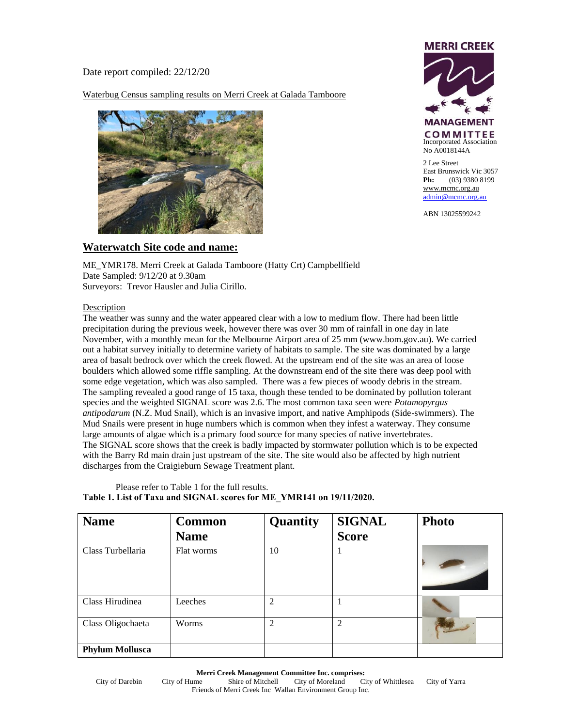Date report compiled: 22/12/20

Waterbug Census sampling results on Merri Creek at Galada Tamboore

**MERRI CREEK MANAGEMENT COMMITTEE**
Incorporated Association
No A0018144A

2 Lee Street
East Brunswick Vic 3057
**Ph:** (03) 9380 8199
www.mcmc.org.au
admin@mcmc.org.au

ABN 13025599242

## Waterwatch Site code and name:

ME_YMR178. Merri Creek at Galada Tamboore (Hatty Crt) Campbellfield
Date Sampled: 9/12/20 at 9.30am
Surveyors: Trevor Hausler and Julia Cirillo.

Description

The weather was sunny and the water appeared clear with a low to medium flow. There had been little precipitation during the previous week, however there was over 30 mm of rainfall in one day in late November, with a monthly mean for the Melbourne Airport area of 25 mm (www.bom.gov.au). We carried out a habitat survey initially to determine variety of habitats to sample. The site was dominated by a large area of basalt bedrock over which the creek flowed. At the upstream end of the site was an area of loose boulders which allowed some riffle sampling. At the downstream end of the site there was deep pool with some edge vegetation, which was also sampled. There was a few pieces of woody debris in the stream. The sampling revealed a good range of 15 taxa, though these tended to be dominated by pollution tolerant species and the weighted SIGNAL score was 2.6. The most common taxa seen were *Potamopyrgus antipodarum* (N.Z. Mud Snail), which is an invasive import, and native Amphipods (Side-swimmers). The Mud Snails were present in huge numbers which is common when they infest a waterway. They consume large amounts of algae which is a primary food source for many species of native invertebrates. The SIGNAL score shows that the creek is badly impacted by stormwater pollution which is to be expected with the Barry Rd main drain just upstream of the site. The site would also be affected by high nutrient discharges from the Craigieburn Sewage Treatment plant.

Please refer to Table 1 for the full results.

**Table 1. List of Taxa and SIGNAL scores for ME_YMR141 on 19/11/2020.**

| Name | Common Name | Quantity | SIGNAL Score | Photo |
|---|---|---|---|---|
| Class Turbellaria | Flat worms | 10 | 1 | |
| Class Hirudinea | Leeches | 2 | 1 | |
| Class Oligochaeta | Worms | 2 | 2 | |
| **Phylum Mollusca** | | | | |

**Merri Creek Management Committee Inc. comprises:**
City of Darebin City of Hume Shire of Mitchell City of Moreland City of Whittlesea City of Yarra
Friends of Merri Creek Inc Wallan Environment Group Inc.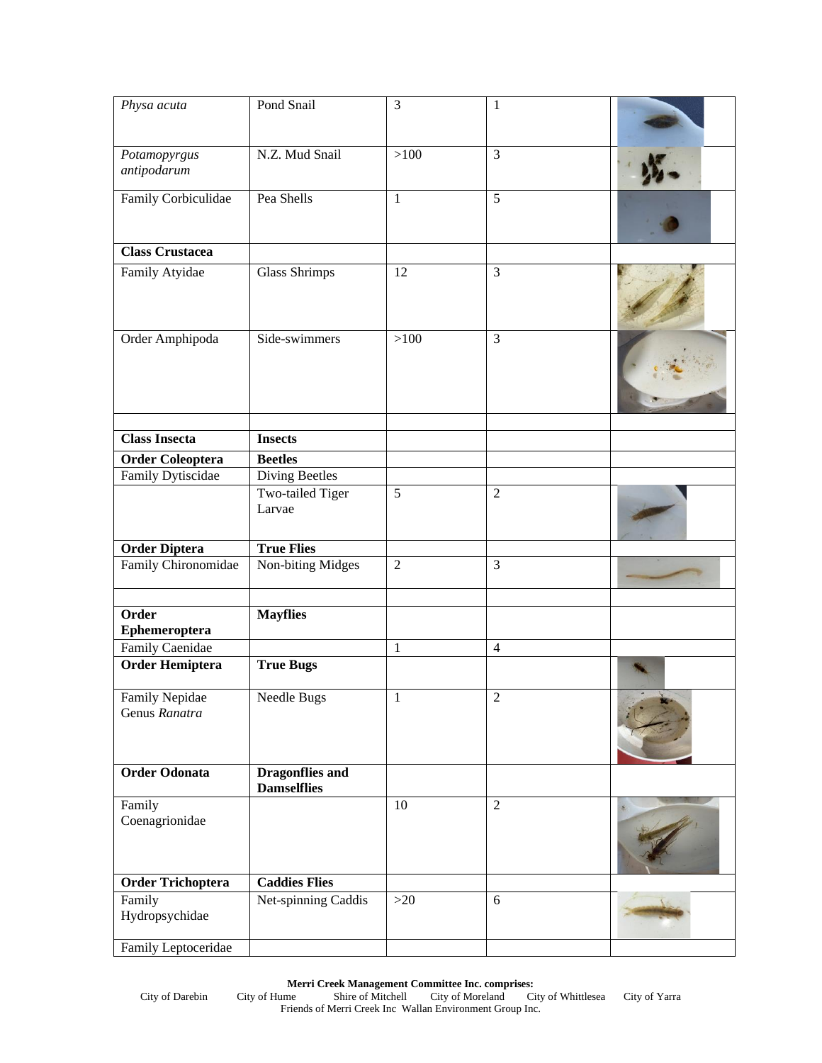| | | | | |
|---|---|---|---|---|
| *Physa acuta* | Pond Snail | 3 | 1 | |
| *Potamopyrgus antipodarum* | N.Z. Mud Snail | >100 | 3 | |
| Family Corbiculidae | Pea Shells | 1 | 5 | |
| **Class Crustacea** | | | | |
| Family Atyidae | Glass Shrimps | 12 | 3 | |
| Order Amphipoda | Side-swimmers | >100 | 3 | |
| | | | | |
| **Class Insecta** | **Insects** | | | |
| **Order Coleoptera** | **Beetles** | | | |
| Family Dytiscidae | Diving Beetles | | | |
| | Two-tailed Tiger Larvae | 5 | 2 | |
| **Order Diptera** | **True Flies** | | | |
| Family Chironomidae | Non-biting Midges | 2 | 3 | |
| | | | | |
| **Order Ephemeroptera** | **Mayflies** | | | |
| Family Caenidae | | 1 | 4 | |
| **Order Hemiptera** | **True Bugs** | | | |
| Family Nepidae Genus *Ranatra* | Needle Bugs | 1 | 2 | |
| **Order Odonata** | **Dragonflies and Damselflies** | | | |
| Family Coenagrionidae | | 10 | 2 | |
| **Order Trichoptera** | **Caddies Flies** | | | |
| Family Hydropsychidae | Net-spinning Caddis | >20 | 6 | |
| Family Leptoceridae | | | | |

**Merri Creek Management Committee Inc. comprises:**
City of Darebin City of Hume Shire of Mitchell City of Moreland City of Whittlesea City of Yarra
Friends of Merri Creek Inc Wallan Environment Group Inc.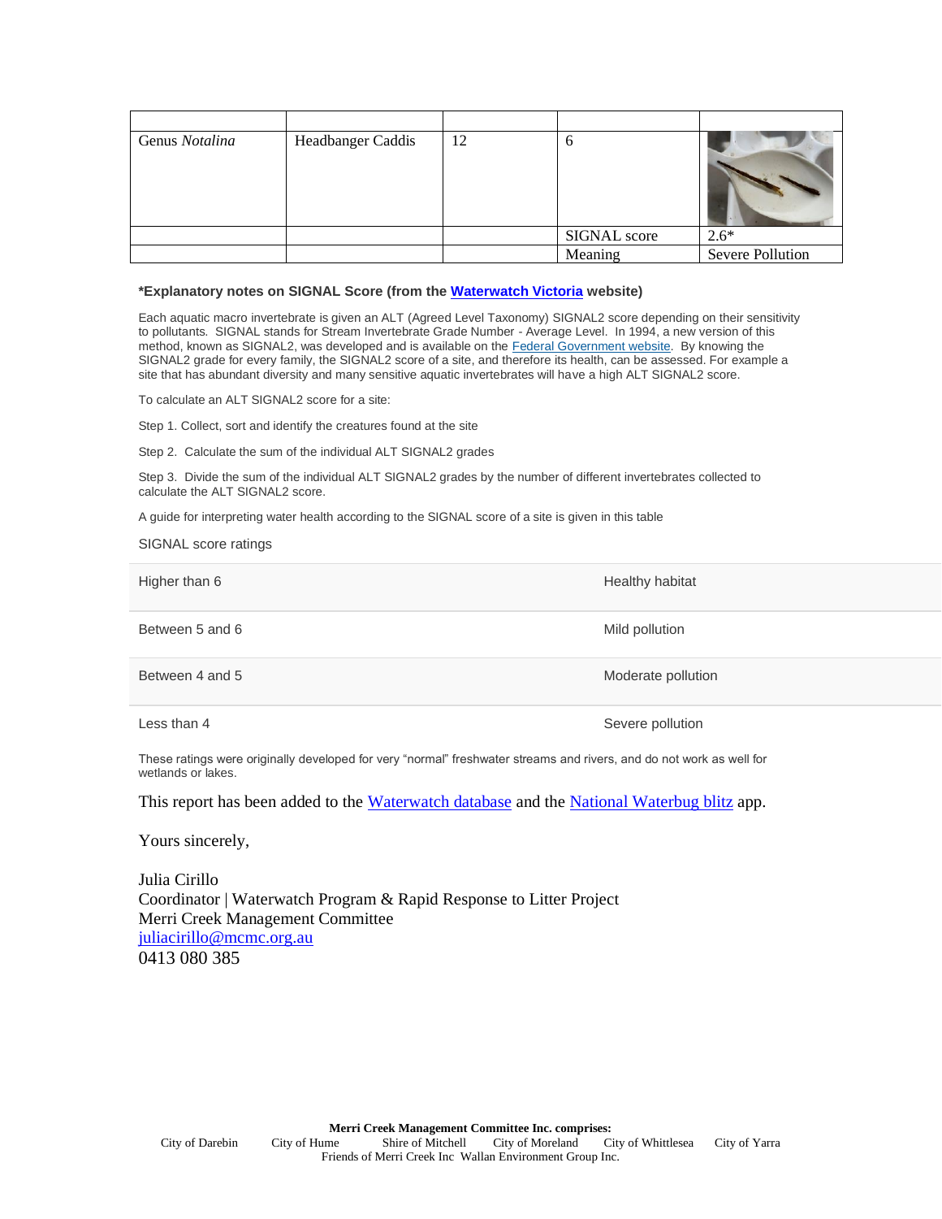| | | | | |
|---|---|---|---|---|
| Genus *Notalina* | Headbanger Caddis | 12 | 6 | |
| | | | SIGNAL score | 2.6* |
| | | | Meaning | Severe Pollution |

**\*Explanatory notes on SIGNAL Score (from the Waterwatch Victoria website)**

Each aquatic macro invertebrate is given an ALT (Agreed Level Taxonomy) SIGNAL2 score depending on their sensitivity to pollutants. SIGNAL stands for Stream Invertebrate Grade Number - Average Level. In 1994, a new version of this method, known as SIGNAL2, was developed and is available on the Federal Government website. By knowing the SIGNAL2 grade for every family, the SIGNAL2 score of a site, and therefore its health, can be assessed. For example a site that has abundant diversity and many sensitive aquatic invertebrates will have a high ALT SIGNAL2 score.

To calculate an ALT SIGNAL2 score for a site:

Step 1. Collect, sort and identify the creatures found at the site

Step 2. Calculate the sum of the individual ALT SIGNAL2 grades

Step 3. Divide the sum of the individual ALT SIGNAL2 grades by the number of different invertebrates collected to calculate the ALT SIGNAL2 score.

A guide for interpreting water health according to the SIGNAL score of a site is given in this table

SIGNAL score ratings

| | |
|---|---|
| Higher than 6 | Healthy habitat |
| Between 5 and 6 | Mild pollution |
| Between 4 and 5 | Moderate pollution |
| Less than 4 | Severe pollution |

These ratings were originally developed for very "normal" freshwater streams and rivers, and do not work as well for wetlands or lakes.

This report has been added to the Waterwatch database and the National Waterbug blitz app.

Yours sincerely,

Julia Cirillo
Coordinator | Waterwatch Program & Rapid Response to Litter Project
Merri Creek Management Committee
juliacirillo@mcmc.org.au
0413 080 385

**Merri Creek Management Committee Inc. comprises:**
City of Darebin City of Hume Shire of Mitchell City of Moreland City of Whittlesea City of Yarra
Friends of Merri Creek Inc Wallan Environment Group Inc.